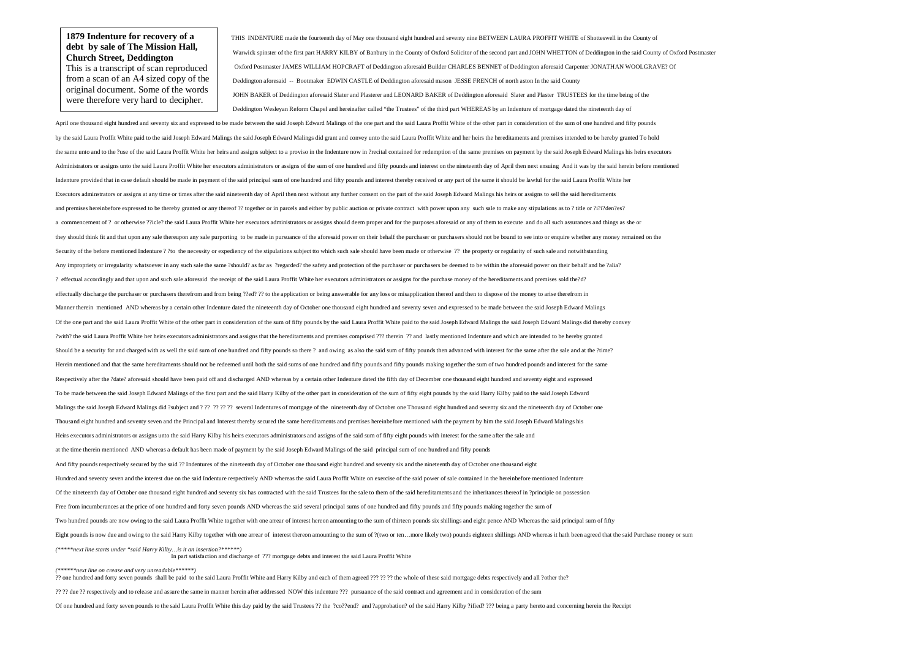**1879 Indenture for recovery of a debt by sale of The Mission Hall, Church Street, Deddington**

This is a transcript of scan reproduced from a scan of an A4 sized copy of the original document. Some of the words were therefore very hard to decipher.

THIS INDENTURE made the fourteenth day of May one thousand eight hundred and seventy nine BETWEEN LAURA PROFFIT WHITE of Shotteswell in the County of Warwick spinster of the first part HARRY KILBY of Banbury in the County of Oxford Solicitor of the second part and JOHN WHETTON of Deddington in the said County of Oxford Postmaster Oxford Postmaster JAMES WILLIAM HOPCRAFT of Deddington aforesaid Builder CHARLES BENNET of Deddington aforesaid Carpenter JONATHAN WOOLGRAVE? Of Deddington aforesaid -- Bootmaker EDWIN CASTLE of Deddington aforesaid mason JESSE FRENCH of north aston In the said County JOHN BAKER of Deddington aforesaid Slater and Plasterer and LEONARD BAKER of Deddington aforesaid Slater and Plaster TRUSTEES for the time being of the Deddington Wesleyan Reform Chapel and hereinafter called "the Trustees" of the third part WHEREAS by an Indenture of mortgage dated the nineteenth day of

April one thousand eight hundred and seventy six and expressed to be made between the said Joseph Edward Malings of the one part and the said Laura Proffit White of the other part in consideration of the sum of one hundred and fifty pounds by the said Laura Proffit White paid to the said Joseph Edward Malings the said Joseph Edward Malings did grant and convey unto the said Laura Proffit White and her heirs the hereditaments and premises intended to be hereby granted To hold the same unto and to the ?use of the said Laura Proffit White her heirs and assigns subject to a proviso in the Indenture now in ?recital contained for redemption of the same premises on payment by the said Joseph Edward Malings his heirs executors Administrators or assigns unto the said Laura Proffit White her executors administrators or assigns of the sum of one hundred and fifty pounds and interest on the nineteenth day of April then next ensuing And it was by the said herein before mentioned Indenture provided that in case default should be made in payment of the said principal sum of one hundred and fifty pounds and interest thereby received or any part of the same it should be lawful for the said Laura Proffit White her Executors adminstrators or assigns at any time or times after the said nineteenth day of April then next without any further consent on the part of the said Joseph Edward Malings his heirs or assigns to sell the said hereditaments and premises hereinbefore expressed to be thereby granted or any thereof ?? together or in parcels and either by public auction or private contract with power upon any such sale to make any stipulations as to ? title or ?i?i?den?es? a commencement of ? or otherwise ??icle? the said Laura Proffit White her executors administrators or assigns should deem proper and for the purposes aforesaid or any of them to execute and do all such assurances and things as she or they should think fit and that upon any sale thereupon any sale purporting to be made in pursuance of the aforesaid power on their behalf the purchaser or purchasers should not be bound to see into or enquire whether any money remained on the Security of the before mentioned Indenture ? ?to the necessity or expediency of the stipulations subject tto which such sale should have been made or otherwise ?? the property or regularity of such sale and notwithstanding Any impropriety or irregularity whatsoever in any such sale the same ?should? as far as ?regarded? the safety and protection of the purchaser or purchasers be deemed to be within the aforesaid power on their behalf and be ?alia? ? effectual accordingly and that upon and such sale aforesaid the receipt of the said Laura Proffit White her executors administrators or assigns for the purchase money of the hereditaments and premises sold the?d? effectually discharge the purchaser or purchasers therefrom and from being ??ed? ?? to the application or being answerable for any loss or misapplication thereof and then to dispose of the money to arise therefrom in Manner therein mentioned AND whereas by a certain other Indenture dated the nineteenth day of October one thousand eight hundred and seventy seven and expressed to be made between the said Joseph Edward Malings Of the one part and the said Laura Proffit White of the other part in consideration of the sum of fifty pounds by the said Laura Proffit White paid to the said Joseph Edward Malings the said Joseph Edward Malings did thereby convey ?with? the said Laura Proffit White her heirs executors administrators and assigns that the hereditaments and premises comprised ??? therein ?? and lastly mentioned Indenture and which are intended to be hereby granted Should be a security for and charged with as well the said sum of one hundred and fifty pounds so there ? and owing as also the said sum of fifty pounds then advanced with interest for the same after the sale and at the ?time? Herein mentioned and that the same hereditaments should not be redeemed until both the said sums of one hundred and fifty pounds and fifty pounds making together the sum of two hundred pounds and interest for the same Respectively after the ?date? aforesaid should have been paid off and discharged AND whereas by a certain other Indenture dated the fifth day of December one thousand eight hundred and seventy eight and expressed To be made between the said Joseph Edward Malings of the first part and the said Harry Kilby of the other part in consideration of the sum of fifty eight pounds by the said Harry Kilby paid to the said Joseph Edward Malings the said Joseph Edward Malings did ?subject and ? ?? ?? ?? ?? several Indentures of mortgage of the nineteenth day of October one Thousand eight hundred and seventy six and the nineteenth day of October one Thousand eight hundred and seventy seven and the Principal and Interest thereby secured the same hereditaments and premises hereinbefore mentioned with the payment by him the said Joseph Edward Malings his Heirs executors administrators or assigns unto the said Harry Kilby his heirs executors administrators and assigns of the said sum of fifty eight pounds with interest for the same after the sale and at the time therein mentioned AND whereas a default has been made of payment by the said Joseph Edward Malings of the said principal sum of one hundred and fifty pounds And fifty pounds respectively secured by the said ?? Indentures of the nineteenth day of October one thousand eight hundred and seventy six and the nineteenth day of October one thousand eight Hundred and seventy seven and the interest due on the said Indenture respectively AND whereas the said Laura Proffit White on exercise of the said power of sale contained in the hereinbefore mentioned Indenture Of the nineteenth day of October one thousand eight hundred and seventy six has contracted with the said Trustees for the sale to them of the said hereditaments and the inheritances thereof in ?principle on possession Free from incumberances at the price of one hundred and forty seven pounds AND whereas the said several principal sums of one hundred and fifty pounds and fifty pounds making together the sum of Two hundred pounds are now owing to the said Laura Proffit White together with one arrear of interest hereon amounting to the sum of thirteen pounds six shillings and eight pence AND Whereas the said principal sum of fifty Eight pounds is now due and owing to the said Harry Kilby together with one arrear of interest thereon amounting to the sum of ?(two or ten…more likely two) pounds eighteen shillings AND whereas it hath been agreed that the said Purchase money or sum

*(\*\*\*\*\*next line starts under "said Harry Kilby…is it an insertion?\*\*\*\*\*\*)*

In part satisfaction and discharge of ??? mortgage debts and interest the said Laura Proffit White

*(\*\*\*\*\*\*next line on crease and very unreadable\*\*\*\*\*\*)*

?? one hundred and forty seven pounds shall be paid to the said Laura Proffit White and Harry Kilby and each of them agreed ??? ?? ?? the whole of these said mortgage debts respectively and all ?other the?

?? ?? due ?? respectively and to release and assure the same in manner herein after addressed NOW this indenture ??? pursuance of the said contract and agreement and in consideration of the sum

Of one hundred and forty seven pounds to the said Laura Proffit White this day paid by the said Trustees ?? the ?co??end? and ?approbation? of the said Harry Kilby ?ified? ??? being a party hereto and concerning herein the Receipt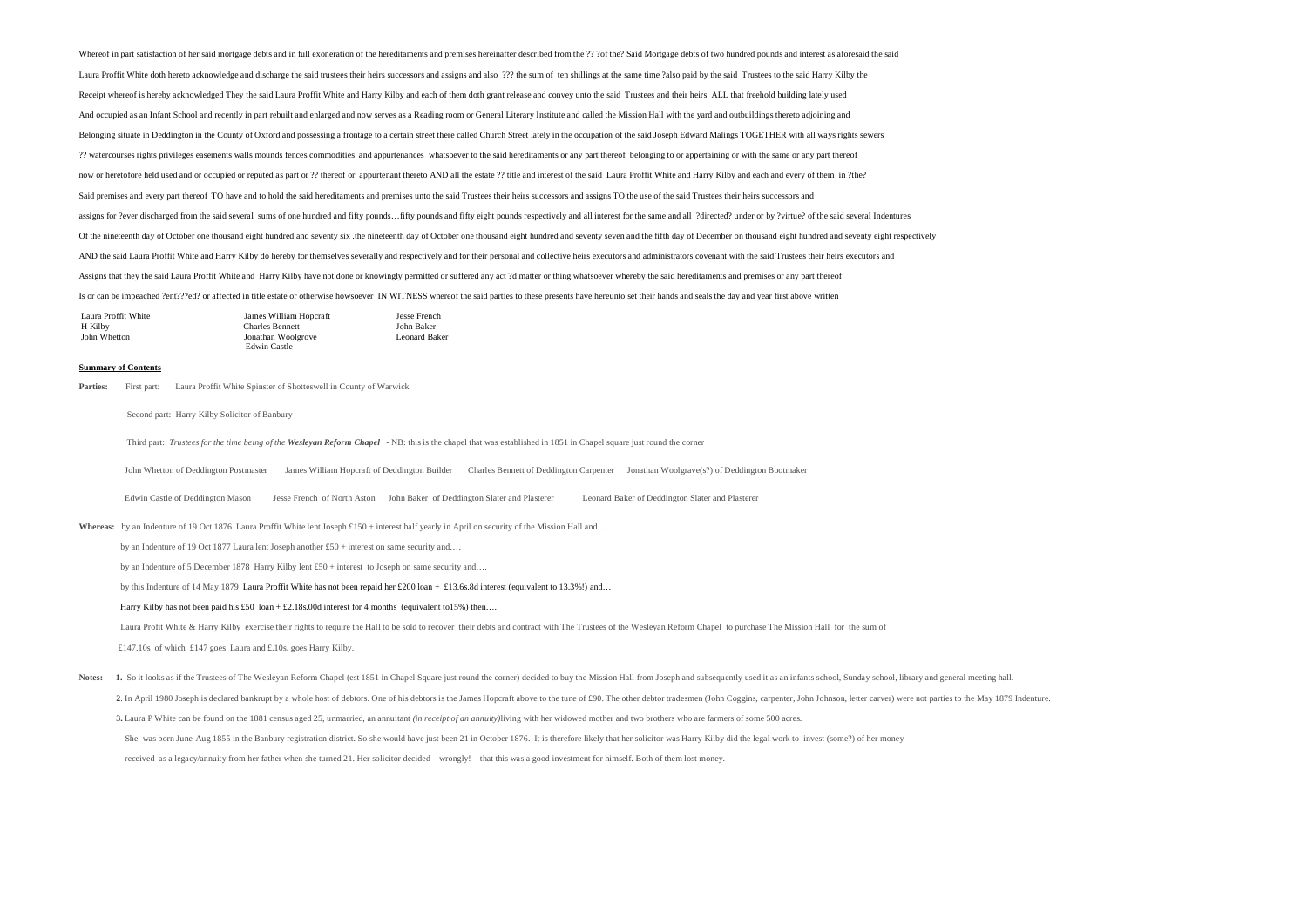Whereof in part satisfaction of her said mortgage debts and in full exoneration of the hereditaments and premises hereinafter described from the ?? ?of the? Said Mortgage debts of two hundred pounds and interest as aforesaid the said

Laura Proffit White doth hereto acknowledge and discharge the said trustees their heirs successors and assigns and also ??? the sum of ten shillings at the same time ?also paid by the said Trustees to the said Harry Kilby the

Receipt whereof is hereby acknowledged They the said Laura Proffit White and Harry Kilby and each of them doth grant release and convey unto the said Trustees and their heirs ALL that freehold building lately used

And occupied as an Infant School and recently in part rebuilt and enlarged and now serves as a Reading room or General Literary Institute and called the Mission Hall with the yard and outbuildings thereto adjoining and

Belonging situate in Deddington in the County of Oxford and possessing a frontage to a certain street there called Church Street lately in the occupation of the said Joseph Edward Malings TOGETHER with all ways rights sewers

?? watercourses rights privileges easements walls mounds fences commodities and appurtenances whatsoever to the said hereditaments or any part thereof belonging to or appertaining or with the same or any part thereof

now or heretofore held used and or occupied or reputed as part or ?? thereof or appurtenant thereto AND all the estate ?? title and interest of the said Laura Proffit White and Harry Kilby and each and every of them in ?the?

Said premises and every part thereof TO have and to hold the said hereditaments and premises unto the said Trustees their heirs successors and assigns TO the use of the said Trustees their heirs successors and

assigns for ?ever discharged from the said several sums of one hundred and fifty pounds…fifty pounds and fifty eight pounds respectively and all interest for the same and all ?directed? under or by ?virtue? of the said several Indentures

Of the nineteenth day of October one thousand eight hundred and seventy six .the nineteenth day of October one thousand eight hundred and seventy seven and the fifth day of December on thousand eight hundred and seventy eight respectively

AND the said Laura Proffit White and Harry Kilby do hereby for themselves severally and respectively and for their personal and collective heirs executors and administrators covenant with the said Trustees their heirs executors and

Assigns that they the said Laura Proffit White and Harry Kilby have not done or knowingly permitted or suffered any act ?d matter or thing whatsoever whereby the said hereditaments and premises or any part thereof

Is or can be impeached ?ent???ed? or affected in title estate or otherwise howsoever IN WITNESS whereof the said parties to these presents have hereunto set their hands and seals the day and year first above written

| | | |
|---|---|---|
| Laura Proffit White | James William Hopcraft | Jesse French |
| H Kilby | Charles Bennett | John Baker |
| John Whetton | Jonathan Woolgrove | Leonard Baker |
| | Edwin Castle | |

**Summary of Contents**

**Parties:** First part: Laura Proffit White Spinster of Shotteswell in County of Warwick

Second part: Harry Kilby Solicitor of Banbury

Third part: *Trustees for the time being of the **Wesleyan Reform Chapel*** - NB: this is the chapel that was established in 1851 in Chapel square just round the corner

John Whetton of Deddington Postmaster James William Hopcraft of Deddington Builder Charles Bennett of Deddington Carpenter Jonathan Woolgrave(s?) of Deddington Bootmaker

Edwin Castle of Deddington Mason Jesse French of North Aston John Baker of Deddington Slater and Plasterer Leonard Baker of Deddington Slater and Plasterer

**Whereas:** by an Indenture of 19 Oct 1876 Laura Proffit White lent Joseph £150 + interest half yearly in April on security of the Mission Hall and…

by an Indenture of 19 Oct 1877 Laura lent Joseph another £50 + interest on same security and….

by an Indenture of 5 December 1878 Harry Kilby lent £50 + interest to Joseph on same security and….

by this Indenture of 14 May 1879 Laura Proffit White has not been repaid her £200 loan + £13.6s.8d interest (equivalent to 13.3%!) and…

Harry Kilby has not been paid his £50 loan + £2.18s.00d interest for 4 months (equivalent to15%) then….

Laura Profit White & Harry Kilby exercise their rights to require the Hall to be sold to recover their debts and contract with The Trustees of the Wesleyan Reform Chapel to purchase The Mission Hall for the sum of

£147.10s of which £147 goes Laura and £.10s. goes Harry Kilby.

**Notes:** **1.** So it looks as if the Trustees of The Wesleyan Reform Chapel (est 1851 in Chapel Square just round the corner) decided to buy the Mission Hall from Joseph and subsequently used it as an infants school, Sunday school, library and general meeting hall.

**2.** In April 1980 Joseph is declared bankrupt by a whole host of debtors. One of his debtors is the James Hopcraft above to the tune of £90. The other debtor tradesmen (John Coggins, carpenter, John Johnson, letter carver) were not parties to the May 1879 Indenture.

**3.** Laura P White can be found on the 1881 census aged 25, unmarried, an annuitant *(in receipt of an annuity)*living with her widowed mother and two brothers who are farmers of some 500 acres.

She was born June-Aug 1855 in the Banbury registration district. So she would have just been 21 in October 1876. It is therefore likely that her solicitor was Harry Kilby did the legal work to invest (some?) of her money

received as a legacy/annuity from her father when she turned 21. Her solicitor decided – wrongly! – that this was a good investment for himself. Both of them lost money.